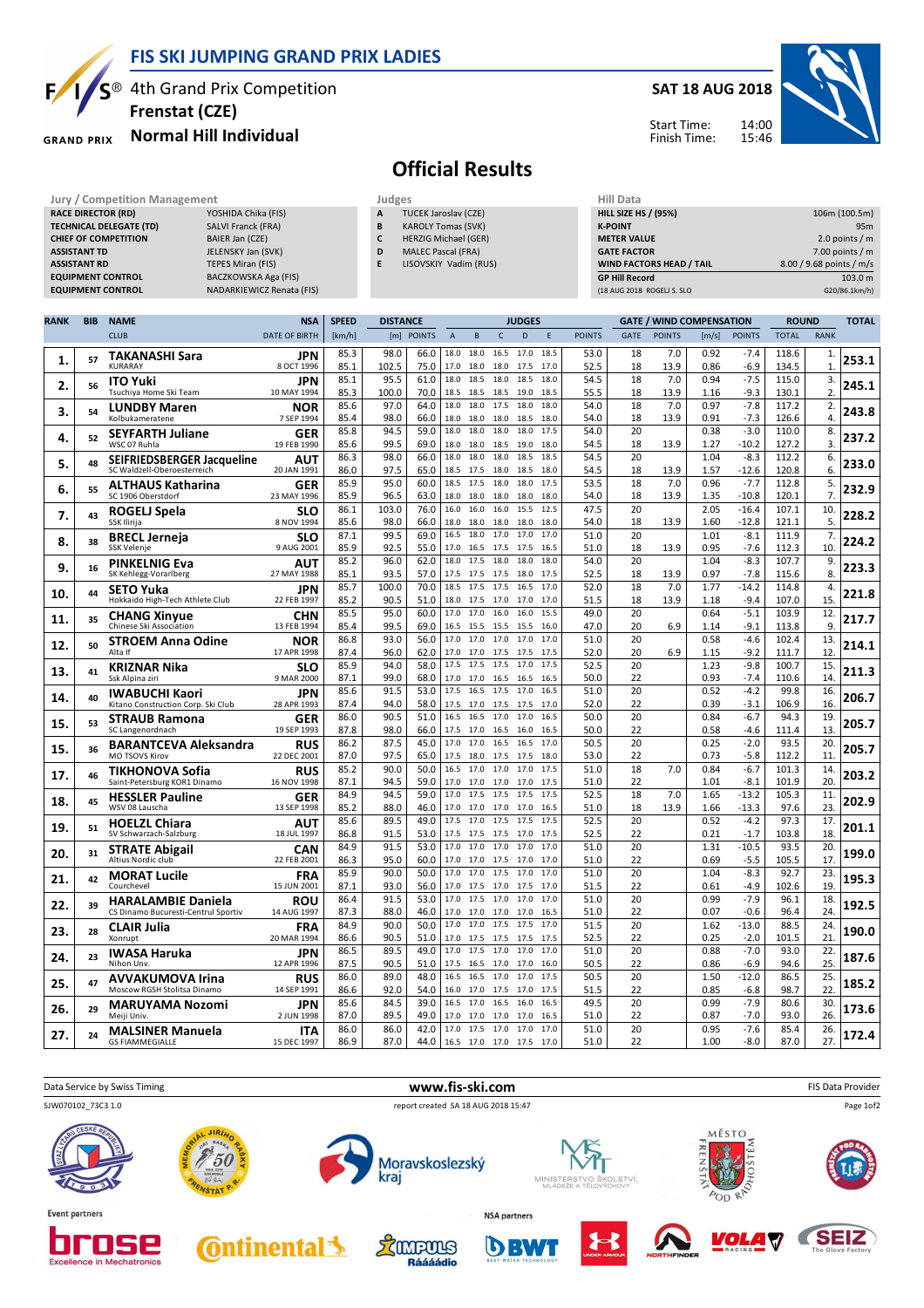# FIS SKI JUMPING GRAND PRIX LADIES

## 4th Grand Prix Competition
## Frenstat (CZE)
## Normal Hill Individual

**SAT 18 AUG 2018**

Start Time: 14:00
Finish Time: 15:46

# Official Results

| Jury / Competition Management | |
|---|---|
| RACE DIRECTOR (RD) | YOSHIDA Chika (FIS) |
| TECHNICAL DELEGATE (TD) | SALVI Franck (FRA) |
| CHIEF OF COMPETITION | BAIER Jan (CZE) |
| ASSISTANT TD | JELENSKY Jan (SVK) |
| ASSISTANT RD | TEPES Miran (FIS) |
| EQUIPMENT CONTROL | BACZKOWSKA Aga (FIS) |
| EQUIPMENT CONTROL | NADARKIEWICZ Renata (FIS) |

| Judges | |
|---|---|
| A | TUCEK Jaroslav (CZE) |
| B | KAROLY Tomas (SVK) |
| C | HERZIG Michael (GER) |
| D | MALEC Pascal (FRA) |
| E | LISOVSKIY Vadim (RUS) |

| Hill Data | |
|---|---|
| HILL SIZE HS / (95%) | 106m (100.5m) |
| K-POINT | 95m |
| METER VALUE | 2.0 points / m |
| GATE FACTOR | 7.00 points / m |
| WIND FACTORS HEAD / TAIL | 8.00 / 9.68 points / m/s |
| GP Hill Record | 103.0 m |
| (18 AUG 2018 ROGELJ S. SLO | G20/86.1km/h) |

| RANK | BIB | NAME / CLUB | NSA / DATE OF BIRTH | SPEED [km/h] | DISTANCE [m] | DISTANCE POINTS | A | B | C | D | E | JUDGES POINTS | GATE | GATE POINTS | WIND [m/s] | WIND POINTS | ROUND TOTAL | ROUND RANK | TOTAL |
|---|---|---|---|---|---|---|---|---|---|---|---|---|---|---|---|---|---|---|---|
| 1. | 57 | TAKANASHI Sara | JPN | 85.3 | 98.0 | 66.0 | 18.0 | 18.0 | 16.5 | 17.0 | 18.5 | 53.0 | 18 | 7.0 | 0.92 | -7.4 | 118.6 | 1. | 253.1 |
| | | KURARAY | 8 OCT 1996 | 85.1 | 102.5 | 75.0 | 17.0 | 18.0 | 18.0 | 17.5 | 17.0 | 52.5 | 18 | 13.9 | 0.86 | -6.9 | 134.5 | 1. | |
| 2. | 56 | ITO Yuki | JPN | 85.1 | 95.5 | 61.0 | 18.0 | 18.5 | 18.0 | 18.5 | 18.0 | 54.5 | 18 | 7.0 | 0.94 | -7.5 | 115.0 | 3. | 245.1 |
| | | Tsuchiya Home Ski Team | 10 MAY 1994 | 85.3 | 100.0 | 70.0 | 18.5 | 18.5 | 18.5 | 19.0 | 18.5 | 55.5 | 18 | 13.9 | 1.16 | -9.3 | 130.1 | 2. | |
| 3. | 54 | LUNDBY Maren | NOR | 85.6 | 97.0 | 64.0 | 18.0 | 18.0 | 17.5 | 18.0 | 18.0 | 54.0 | 18 | 7.0 | 0.97 | -7.8 | 117.2 | 2. | 243.8 |
| | | Kolbukameratene | 7 SEP 1994 | 85.4 | 98.0 | 66.0 | 18.0 | 18.0 | 18.0 | 18.5 | 18.0 | 54.0 | 18 | 13.9 | 0.91 | -7.3 | 126.6 | 4. | |
| 4. | 52 | SEYFARTH Juliane | GER | 85.8 | 94.5 | 59.0 | 18.0 | 18.0 | 18.0 | 18.0 | 17.5 | 54.0 | 20 | | 0.38 | -3.0 | 110.0 | 8. | 237.2 |
| | | WSC 07 Ruhla | 19 FEB 1990 | 85.6 | 99.5 | 69.0 | 18.0 | 18.0 | 18.5 | 19.0 | 18.0 | 54.5 | 18 | 13.9 | 1.27 | -10.2 | 127.2 | 3. | |
| 5. | 48 | SEIFRIEDSBERGER Jacqueline | AUT | 86.3 | 98.0 | 66.0 | 18.0 | 18.0 | 18.0 | 18.5 | 18.5 | 54.5 | 20 | | 1.04 | -8.3 | 112.2 | 6. | 233.0 |
| | | SC Waldzell-Oberoesterreich | 20 JAN 1991 | 86.0 | 97.5 | 65.0 | 18.5 | 17.5 | 18.0 | 18.5 | 18.0 | 54.5 | 18 | 13.9 | 1.57 | -12.6 | 120.8 | 6. | |
| 6. | 55 | ALTHAUS Katharina | GER | 85.9 | 95.0 | 60.0 | 18.5 | 17.5 | 18.0 | 18.0 | 17.5 | 53.5 | 18 | 7.0 | 0.96 | -7.7 | 112.8 | 5. | 232.9 |
| | | SC 1906 Oberstdorf | 23 MAY 1996 | 85.9 | 96.5 | 63.0 | 18.0 | 18.0 | 18.0 | 18.0 | 18.0 | 54.0 | 18 | 13.9 | 1.35 | -10.8 | 120.1 | 7. | |
| 7. | 43 | ROGELJ Spela | SLO | 86.1 | 103.0 | 76.0 | 16.0 | 16.0 | 16.0 | 15.5 | 12.5 | 47.5 | 20 | | 2.05 | -16.4 | 107.1 | 10. | 228.2 |
| | | SSK Ilirija | 8 NOV 1994 | 85.6 | 98.0 | 66.0 | 18.0 | 18.0 | 18.0 | 18.0 | 18.0 | 54.0 | 18 | 13.9 | 1.60 | -12.8 | 121.1 | 5. | |
| 8. | 38 | BRECL Jerneja | SLO | 87.1 | 99.5 | 69.0 | 16.5 | 18.0 | 17.0 | 17.0 | 17.0 | 51.0 | 20 | | 1.01 | -8.1 | 111.9 | 7. | 224.2 |
| | | SSK Velenje | 9 AUG 2001 | 85.9 | 92.5 | 55.0 | 17.0 | 16.5 | 17.5 | 17.5 | 16.5 | 51.0 | 18 | 13.9 | 0.95 | -7.6 | 112.3 | 10. | |
| 9. | 16 | PINKELNIG Eva | AUT | 85.2 | 96.0 | 62.0 | 18.0 | 17.5 | 18.0 | 18.0 | 18.0 | 54.0 | 20 | | 1.04 | -8.3 | 107.7 | 9. | 223.3 |
| | | SK Kehlegg-Vorarlberg | 27 MAY 1988 | 85.1 | 93.5 | 57.0 | 17.5 | 17.5 | 17.5 | 18.0 | 17.5 | 52.5 | 18 | 13.9 | 0.97 | -7.8 | 115.6 | 8. | |
| 10. | 44 | SETO Yuka | JPN | 85.7 | 100.0 | 70.0 | 18.5 | 17.5 | 17.5 | 16.5 | 17.0 | 52.0 | 18 | 7.0 | 1.77 | -14.2 | 114.8 | 4. | 221.8 |
| | | Hokkaido High-Tech Athlete Club | 22 FEB 1997 | 85.2 | 90.5 | 51.0 | 18.0 | 17.5 | 17.0 | 17.0 | 17.0 | 51.5 | 18 | 13.9 | 1.18 | -9.4 | 107.0 | 15. | |
| 11. | 35 | CHANG Xinyue | CHN | 85.5 | 95.0 | 60.0 | 17.0 | 17.0 | 16.0 | 16.0 | 15.5 | 49.0 | 20 | | 0.64 | -5.1 | 103.9 | 12. | 217.7 |
| | | Chinese Ski Association | 13 FEB 1994 | 85.4 | 99.5 | 69.0 | 16.5 | 15.5 | 15.5 | 15.5 | 16.0 | 47.0 | 20 | 6.9 | 1.14 | -9.1 | 113.8 | 9. | |
| 12. | 50 | STROEM Anna Odine | NOR | 86.8 | 93.0 | 56.0 | 17.0 | 17.0 | 17.0 | 17.0 | 17.0 | 51.0 | 20 | | 0.58 | -4.6 | 102.4 | 13. | 214.1 |
| | | Alta If | 17 APR 1998 | 87.4 | 96.0 | 62.0 | 17.0 | 17.0 | 17.5 | 17.5 | 17.5 | 52.0 | 20 | 6.9 | 1.15 | -9.2 | 111.7 | 12. | |
| 13. | 41 | KRIZNAR Nika | SLO | 85.9 | 94.0 | 58.0 | 17.5 | 17.5 | 17.5 | 17.0 | 17.5 | 52.5 | 20 | | 1.23 | -9.8 | 100.7 | 15. | 211.3 |
| | | Ssk Alpina ziri | 9 MAR 2000 | 87.1 | 99.0 | 68.0 | 17.0 | 17.0 | 16.5 | 16.5 | 16.5 | 50.0 | 22 | | 0.93 | -7.4 | 110.6 | 14. | |
| 14. | 40 | IWABUCHI Kaori | JPN | 85.6 | 91.5 | 53.0 | 17.5 | 16.5 | 17.5 | 17.0 | 16.5 | 51.0 | 20 | | 0.52 | -4.2 | 99.8 | 16. | 206.7 |
| | | Kitano Construction Corp. Ski Club | 28 APR 1993 | 87.4 | 94.0 | 58.0 | 17.5 | 17.0 | 17.5 | 17.5 | 17.0 | 52.0 | 22 | | 0.39 | -3.1 | 106.9 | 16. | |
| 15. | 53 | STRAUB Ramona | GER | 86.0 | 90.5 | 51.0 | 16.5 | 16.5 | 17.0 | 17.0 | 16.5 | 50.0 | 20 | | 0.84 | -6.7 | 94.3 | 19. | 205.7 |
| | | SC Langenordnach | 19 SEP 1993 | 87.8 | 98.0 | 66.0 | 17.5 | 17.0 | 16.5 | 16.0 | 16.5 | 50.0 | 22 | | 0.58 | -4.6 | 111.4 | 13. | |
| 15. | 36 | BARANTCEVA Aleksandra | RUS | 86.2 | 87.5 | 45.0 | 17.0 | 17.0 | 16.5 | 16.5 | 17.0 | 50.5 | 20 | | 0.25 | -2.0 | 93.5 | 20. | 205.7 |
| | | MO TSOVS Kirov | 22 DEC 2001 | 87.0 | 97.5 | 65.0 | 17.5 | 18.0 | 17.5 | 17.5 | 18.0 | 53.0 | 22 | | 0.73 | -5.8 | 112.2 | 11. | |
| 17. | 46 | TIKHONOVA Sofia | RUS | 85.2 | 90.0 | 50.0 | 16.5 | 17.0 | 17.0 | 17.0 | 17.5 | 51.0 | 18 | 7.0 | 0.84 | -6.7 | 101.3 | 14. | 203.2 |
| | | Saint-Petersburg KOR1 Dinamo | 16 NOV 1998 | 87.1 | 94.5 | 59.0 | 17.0 | 17.0 | 17.0 | 17.0 | 17.0 | 51.0 | 22 | | 1.01 | -8.1 | 101.9 | 20. | |
| 18. | 45 | HESSLER Pauline | GER | 84.9 | 94.5 | 59.0 | 17.0 | 17.5 | 17.5 | 17.5 | 17.5 | 52.5 | 18 | 7.0 | 1.65 | -13.2 | 105.3 | 11. | 202.9 |
| | | WSV 08 Lauscha | 13 SEP 1998 | 85.2 | 88.0 | 46.0 | 17.0 | 17.0 | 17.0 | 17.0 | 16.5 | 51.0 | 18 | 13.9 | 1.66 | -13.3 | 97.6 | 23. | |
| 19. | 51 | HOELZL Chiara | AUT | 85.6 | 89.5 | 49.0 | 17.5 | 17.0 | 17.5 | 17.5 | 17.5 | 52.5 | 20 | | 0.52 | -4.2 | 97.3 | 17. | 201.1 |
| | | SV Schwarzach-Salzburg | 18 JUL 1997 | 86.8 | 91.5 | 53.0 | 17.5 | 17.5 | 17.5 | 17.5 | 17.5 | 52.5 | 22 | | 0.21 | -1.7 | 103.8 | 18. | |
| 20. | 31 | STRATE Abigail | CAN | 84.9 | 91.5 | 53.0 | 17.0 | 17.0 | 17.0 | 17.0 | 17.0 | 51.0 | 20 | | 1.31 | -10.5 | 93.5 | 20. | 199.0 |
| | | Altius Nordic club | 22 FEB 2001 | 86.3 | 95.0 | 60.0 | 17.0 | 17.0 | 17.5 | 17.0 | 17.0 | 51.0 | 22 | | 0.69 | -5.5 | 105.5 | 17. | |
| 21. | 42 | MORAT Lucile | FRA | 85.9 | 90.0 | 50.0 | 17.0 | 17.0 | 17.5 | 17.0 | 17.0 | 51.0 | 20 | | 1.04 | -8.3 | 92.7 | 23. | 195.3 |
| | | Courchevel | 15 JUN 2001 | 87.1 | 93.0 | 56.0 | 17.0 | 17.5 | 17.0 | 17.5 | 17.0 | 51.5 | 22 | | 0.61 | -4.9 | 102.6 | 19. | |
| 22. | 39 | HARALAMBIE Daniela | ROU | 86.4 | 91.5 | 53.0 | 17.0 | 17.5 | 17.0 | 17.0 | 17.0 | 51.0 | 20 | | 0.99 | -7.9 | 96.1 | 18. | 192.5 |
| | | CS Dinamo Bucuresti-Centrul Sportiv | 14 AUG 1997 | 87.3 | 88.0 | 46.0 | 17.0 | 17.0 | 17.0 | 17.0 | 16.5 | 51.0 | 22 | | 0.07 | -0.6 | 96.4 | 24. | |
| 23. | 28 | CLAIR Julia | FRA | 84.9 | 90.0 | 50.0 | 17.0 | 17.0 | 17.5 | 17.5 | 17.0 | 51.5 | 20 | | 1.62 | -13.0 | 88.5 | 24. | 190.0 |
| | | Xonrupt | 20 MAR 1994 | 86.6 | 90.5 | 51.0 | 17.0 | 17.5 | 17.5 | 17.5 | 17.5 | 52.5 | 22 | | 0.25 | -2.0 | 101.5 | 21. | |
| 24. | 23 | IWASA Haruka | JPN | 86.5 | 89.5 | 49.0 | 17.0 | 17.5 | 17.0 | 17.0 | 17.0 | 51.0 | 20 | | 0.88 | -7.0 | 93.0 | 22. | 187.6 |
| | | Nihon Unv. | 12 APR 1996 | 87.5 | 90.5 | 51.0 | 17.5 | 16.5 | 17.0 | 17.0 | 16.0 | 50.5 | 22 | | 0.86 | -6.9 | 94.6 | 25. | |
| 25. | 47 | AVVAKUMOVA Irina | RUS | 86.0 | 89.0 | 48.0 | 16.5 | 16.5 | 17.0 | 17.0 | 17.5 | 50.5 | 20 | | 1.50 | -12.0 | 86.5 | 25. | 185.2 |
| | | Moscow RGSH Stolitsa Dinamo | 14 SEP 1991 | 86.6 | 92.0 | 54.0 | 16.0 | 17.0 | 17.5 | 17.0 | 17.5 | 51.5 | 22 | | 0.85 | -6.8 | 98.7 | 22. | |
| 26. | 29 | MARUYAMA Nozomi | JPN | 85.6 | 84.5 | 39.0 | 16.5 | 17.0 | 16.5 | 16.0 | 16.5 | 49.5 | 20 | | 0.99 | -7.9 | 80.6 | 30. | 173.6 |
| | | Meiji Univ. | 2 JUN 1998 | 87.0 | 89.5 | 49.0 | 17.0 | 17.0 | 17.0 | 17.0 | 16.5 | 51.0 | 22 | | 0.87 | -7.0 | 93.0 | 26. | |
| 27. | 24 | MALSINER Manuela | ITA | 86.0 | 86.0 | 42.0 | 17.0 | 17.5 | 17.0 | 17.0 | 17.0 | 51.0 | 20 | | 0.95 | -7.6 | 85.4 | 26. | 172.4 |
| | | GS FIAMMEGIALLE | 15 DEC 1997 | 86.9 | 87.0 | 44.0 | 16.5 | 17.0 | 17.0 | 17.5 | 17.0 | 51.0 | 22 | | 1.00 | -8.0 | 87.0 | 27. | |

Data Service by Swiss Timing — www.fis-ski.com — FIS Data Provider

SJW070102_73C3 1.0 — report created SA 18 AUG 2018 15:47

Event partners — NSA partners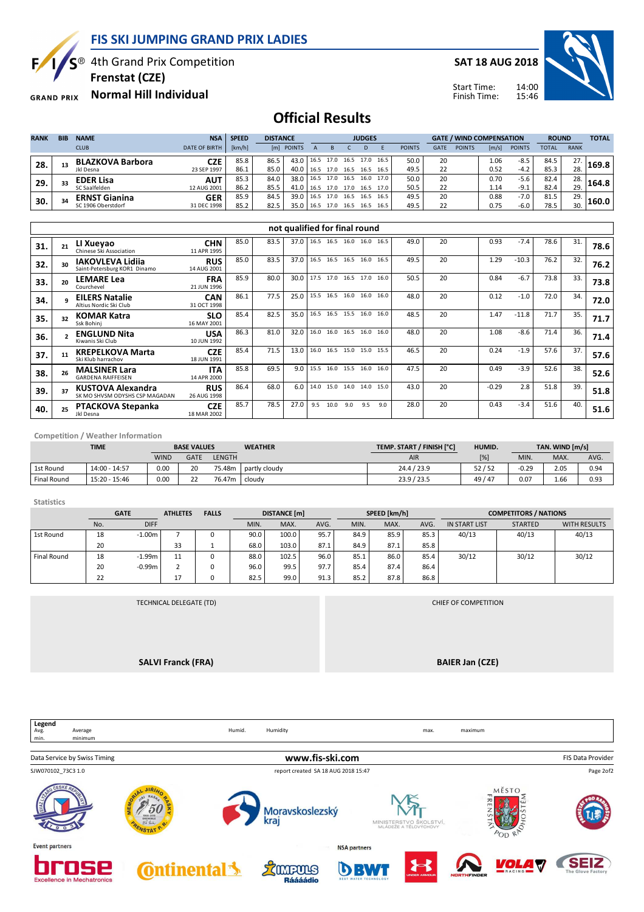# FIS SKI JUMPING GRAND PRIX LADIES

4th Grand Prix Competition
**Frenstat (CZE)**
**Normal Hill Individual**

**SAT 18 AUG 2018**

Start Time: 14:00
Finish Time: 15:46

## Official Results

| RANK | BIB | NAME / CLUB | NSA / DATE OF BIRTH | SPEED [km/h] | DISTANCE [m] | DISTANCE POINTS | JUDGES A | B | C | D | E | JUDGES POINTS | GATE | GATE POINTS | WIND [m/s] | WIND POINTS | ROUND TOTAL | ROUND RANK | TOTAL |
|---|---|---|---|---|---|---|---|---|---|---|---|---|---|---|---|---|---|---|---|
| 28. | 13 | BLAZKOVA Barbora / Jkl Desna | CZE / 23 SEP 1997 | 85.8 | 86.5 | 43.0 | 16.5 | 17.0 | 16.5 | 17.0 | 16.5 | 50.0 | 20 | | 1.06 | -8.5 | 84.5 | 27. | 169.8 |
| | | | | 86.1 | 85.0 | 40.0 | 16.5 | 17.0 | 16.5 | 16.5 | 16.5 | 49.5 | 22 | | 0.52 | -4.2 | 85.3 | 28. | |
| 29. | 33 | EDER Lisa / SC Saalfelden | AUT / 12 AUG 2001 | 85.3 | 84.0 | 38.0 | 16.5 | 17.0 | 16.5 | 16.0 | 17.0 | 50.0 | 20 | | 0.70 | -5.6 | 82.4 | 28. | 164.8 |
| | | | | 86.2 | 85.5 | 41.0 | 16.5 | 17.0 | 17.0 | 16.5 | 17.0 | 50.5 | 22 | | 1.14 | -9.1 | 82.4 | 29. | |
| 30. | 34 | ERNST Gianina / SC 1906 Oberstdorf | GER / 31 DEC 1998 | 85.9 | 84.5 | 39.0 | 16.5 | 17.0 | 16.5 | 16.5 | 16.5 | 49.5 | 20 | | 0.88 | -7.0 | 81.5 | 29. | 160.0 |
| | | | | 85.2 | 82.5 | 35.0 | 16.5 | 17.0 | 16.5 | 16.5 | 16.5 | 49.5 | 22 | | 0.75 | -6.0 | 78.5 | 30. | |

### not qualified for final round

| RANK | BIB | NAME / CLUB | NSA / DATE OF BIRTH | SPEED [km/h] | DISTANCE [m] | DISTANCE POINTS | JUDGES A | B | C | D | E | JUDGES POINTS | GATE | GATE POINTS | WIND [m/s] | WIND POINTS | ROUND TOTAL | ROUND RANK | TOTAL |
|---|---|---|---|---|---|---|---|---|---|---|---|---|---|---|---|---|---|---|---|
| 31. | 21 | LI Xueyao / Chinese Ski Association | CHN / 11 APR 1995 | 85.0 | 83.5 | 37.0 | 16.5 | 16.5 | 16.0 | 16.0 | 16.5 | 49.0 | 20 | | 0.93 | -7.4 | 78.6 | 31. | 78.6 |
| 32. | 30 | IAKOVLEVA Lidiia / Saint-Petersburg KOR1 Dinamo | RUS / 14 AUG 2001 | 85.0 | 83.5 | 37.0 | 16.5 | 16.5 | 16.5 | 16.0 | 16.5 | 49.5 | 20 | | 1.29 | -10.3 | 76.2 | 32. | 76.2 |
| 33. | 20 | LEMARE Lea / Courchevel | FRA / 21 JUN 1996 | 85.9 | 80.0 | 30.0 | 17.5 | 17.0 | 16.5 | 17.0 | 16.0 | 50.5 | 20 | | 0.84 | -6.7 | 73.8 | 33. | 73.8 |
| 34. | 9 | EILERS Natalie / Altius Nordic Ski Club | CAN / 31 OCT 1998 | 86.1 | 77.5 | 25.0 | 15.5 | 16.5 | 16.0 | 16.0 | 16.0 | 48.0 | 20 | | 0.12 | -1.0 | 72.0 | 34. | 72.0 |
| 35. | 32 | KOMAR Katra / Ssk Bohinj | SLO / 16 MAY 2001 | 85.4 | 82.5 | 35.0 | 16.5 | 16.5 | 15.5 | 16.0 | 16.0 | 48.5 | 20 | | 1.47 | -11.8 | 71.7 | 35. | 71.7 |
| 36. | 2 | ENGLUND Nita / Kiwanis Ski Club | USA / 10 JUN 1992 | 86.3 | 81.0 | 32.0 | 16.0 | 16.0 | 16.5 | 16.0 | 16.0 | 48.0 | 20 | | 1.08 | -8.6 | 71.4 | 36. | 71.4 |
| 37. | 11 | KREPELKOVA Marta / Ski Klub harrachov | CZE / 18 JUN 1991 | 85.4 | 71.5 | 13.0 | 16.0 | 16.5 | 15.0 | 15.0 | 15.5 | 46.5 | 20 | | 0.24 | -1.9 | 57.6 | 37. | 57.6 |
| 38. | 26 | MALSINER Lara / GARDENA RAIFFEISEN | ITA / 14 APR 2000 | 85.8 | 69.5 | 9.0 | 15.5 | 16.0 | 15.5 | 16.0 | 16.0 | 47.5 | 20 | | 0.49 | -3.9 | 52.6 | 38. | 52.6 |
| 39. | 37 | KUSTOVA Alexandra / SK MO SHVSM ODYSHS CSP MAGADAN | RUS / 26 AUG 1998 | 86.4 | 68.0 | 6.0 | 14.0 | 15.0 | 14.0 | 14.0 | 15.0 | 43.0 | 20 | | -0.29 | 2.8 | 51.8 | 39. | 51.8 |
| 40. | 25 | PTACKOVA Stepanka / Jkl Desna | CZE / 18 MAR 2002 | 85.7 | 78.5 | 27.0 | 9.5 | 10.0 | 9.0 | 9.5 | 9.0 | 28.0 | 20 | | 0.43 | -3.4 | 51.6 | 40. | 51.6 |

### Competition / Weather Information

| | TIME | BASE VALUES WIND | GATE | LENGTH | WEATHER | TEMP. START / FINISH [°C] AIR | HUMID. [%] | TAN. WIND [m/s] MIN. | MAX. | AVG. |
|---|---|---|---|---|---|---|---|---|---|---|
| 1st Round | 14:00 - 14:57 | 0.00 | 20 | 75.48m | partly cloudy | 24.4 / 23.9 | 52 / 52 | -0.29 | 2.05 | 0.94 |
| Final Round | 15:20 - 15:46 | 0.00 | 22 | 76.47m | cloudy | 23.9 / 23.5 | 49 / 47 | 0.07 | 1.66 | 0.93 |

### Statistics

| | GATE No. | DIFF | ATHLETES | FALLS | DISTANCE [m] MIN. | MAX. | AVG. | SPEED [km/h] MIN. | MAX. | AVG. | IN START LIST | STARTED | WITH RESULTS |
|---|---|---|---|---|---|---|---|---|---|---|---|---|---|
| 1st Round | 18 | -1.00m | 7 | 0 | 90.0 | 100.0 | 95.7 | 84.9 | 85.9 | 85.3 | 40/13 | 40/13 | 40/13 |
| | 20 | | 33 | 1 | 68.0 | 103.0 | 87.1 | 84.9 | 87.1 | 85.8 | | | |
| Final Round | 18 | -1.99m | 11 | 0 | 88.0 | 102.5 | 96.0 | 85.1 | 86.0 | 85.4 | 30/12 | 30/12 | 30/12 |
| | 20 | -0.99m | 2 | 0 | 96.0 | 99.5 | 97.7 | 85.4 | 87.4 | 86.4 | | | |
| | 22 | | 17 | 0 | 82.5 | 99.0 | 91.3 | 85.2 | 87.8 | 86.8 | | | |

| TECHNICAL DELEGATE (TD) | CHIEF OF COMPETITION |
|---|---|
| SALVI Franck (FRA) | BAIER Jan (CZE) |

**Legend**
Avg. Average
min. minimum
Humid. Humidity
max. maximum

Data Service by Swiss Timing — www.fis-ski.com — FIS Data Provider
SJW070102_73C3 1.0 — report created SA 18 AUG 2018 15:47

Event partners
NSA partners